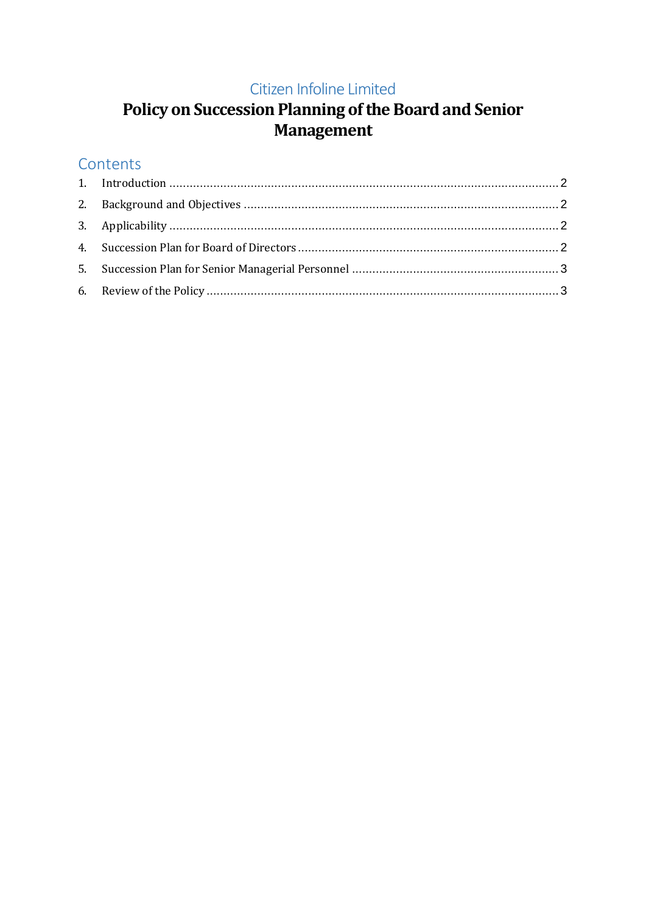Citizen Infoline Limited

# Policy on Succession Planning of the Board and Senior Management

## Contents

1. Introduction .......................................................................................................... 2
2. Background and Objectives .................................................................................. 2
3. Applicability .......................................................................................................... 2
4. Succession Plan for Board of Directors ................................................................ 2
5. Succession Plan for Senior Managerial Personnel ............................................... 3
6. Review of the Policy .............................................................................................. 3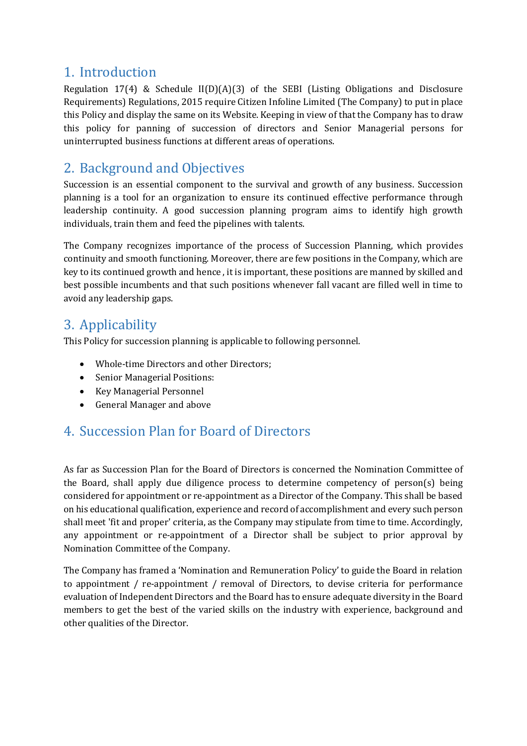## 1. Introduction

Regulation 17(4) & Schedule II(D)(A)(3) of the SEBI (Listing Obligations and Disclosure Requirements) Regulations, 2015 require Citizen Infoline Limited (The Company) to put in place this Policy and display the same on its Website. Keeping in view of that the Company has to draw this policy for panning of succession of directors and Senior Managerial persons for uninterrupted business functions at different areas of operations.

## 2. Background and Objectives

Succession is an essential component to the survival and growth of any business. Succession planning is a tool for an organization to ensure its continued effective performance through leadership continuity. A good succession planning program aims to identify high growth individuals, train them and feed the pipelines with talents.

The Company recognizes importance of the process of Succession Planning, which provides continuity and smooth functioning. Moreover, there are few positions in the Company, which are key to its continued growth and hence , it is important, these positions are manned by skilled and best possible incumbents and that such positions whenever fall vacant are filled well in time to avoid any leadership gaps.

## 3. Applicability

This Policy for succession planning is applicable to following personnel.

- Whole-time Directors and other Directors;
- Senior Managerial Positions:
- Key Managerial Personnel
- General Manager and above

## 4. Succession Plan for Board of Directors

As far as Succession Plan for the Board of Directors is concerned the Nomination Committee of the Board, shall apply due diligence process to determine competency of person(s) being considered for appointment or re-appointment as a Director of the Company. This shall be based on his educational qualification, experience and record of accomplishment and every such person shall meet 'fit and proper' criteria, as the Company may stipulate from time to time. Accordingly, any appointment or re-appointment of a Director shall be subject to prior approval by Nomination Committee of the Company.

The Company has framed a 'Nomination and Remuneration Policy' to guide the Board in relation to appointment / re-appointment / removal of Directors, to devise criteria for performance evaluation of Independent Directors and the Board has to ensure adequate diversity in the Board members to get the best of the varied skills on the industry with experience, background and other qualities of the Director.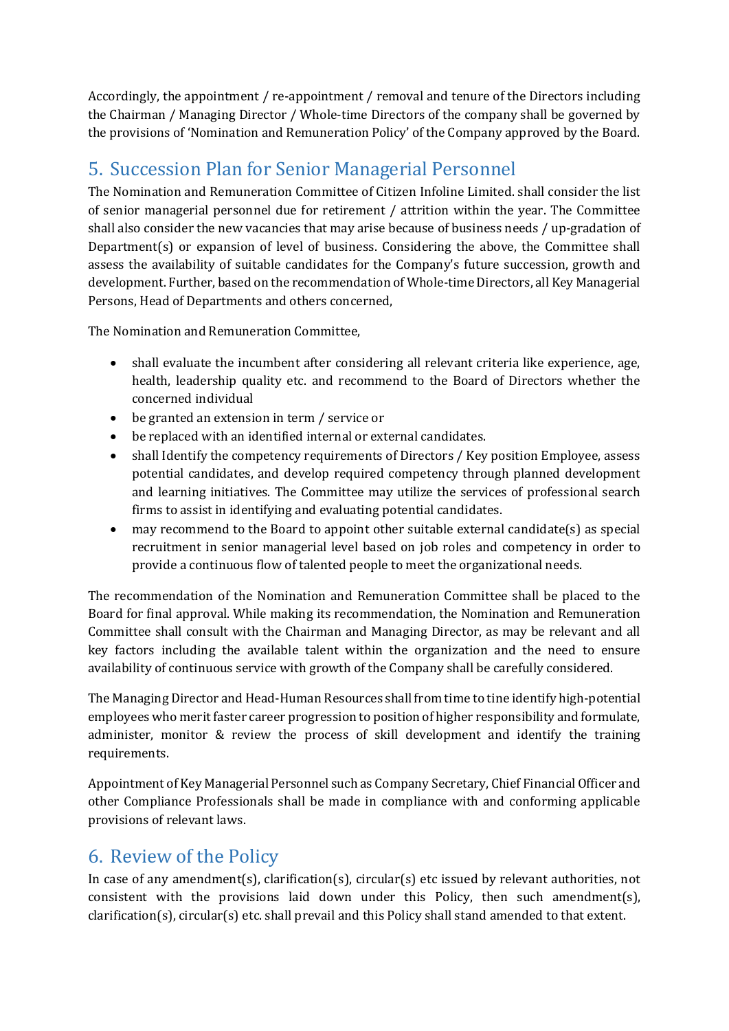Accordingly, the appointment / re-appointment / removal and tenure of the Directors including the Chairman / Managing Director / Whole-time Directors of the company shall be governed by the provisions of 'Nomination and Remuneration Policy' of the Company approved by the Board.

## 5. Succession Plan for Senior Managerial Personnel

The Nomination and Remuneration Committee of Citizen Infoline Limited. shall consider the list of senior managerial personnel due for retirement / attrition within the year. The Committee shall also consider the new vacancies that may arise because of business needs / up-gradation of Department(s) or expansion of level of business. Considering the above, the Committee shall assess the availability of suitable candidates for the Company's future succession, growth and development. Further, based on the recommendation of Whole-time Directors, all Key Managerial Persons, Head of Departments and others concerned,

The Nomination and Remuneration Committee,

- shall evaluate the incumbent after considering all relevant criteria like experience, age, health, leadership quality etc. and recommend to the Board of Directors whether the concerned individual
- be granted an extension in term / service or
- be replaced with an identified internal or external candidates.
- shall Identify the competency requirements of Directors / Key position Employee, assess potential candidates, and develop required competency through planned development and learning initiatives. The Committee may utilize the services of professional search firms to assist in identifying and evaluating potential candidates.
- may recommend to the Board to appoint other suitable external candidate(s) as special recruitment in senior managerial level based on job roles and competency in order to provide a continuous flow of talented people to meet the organizational needs.

The recommendation of the Nomination and Remuneration Committee shall be placed to the Board for final approval. While making its recommendation, the Nomination and Remuneration Committee shall consult with the Chairman and Managing Director, as may be relevant and all key factors including the available talent within the organization and the need to ensure availability of continuous service with growth of the Company shall be carefully considered.

The Managing Director and Head-Human Resources shall from time to tine identify high-potential employees who merit faster career progression to position of higher responsibility and formulate, administer, monitor & review the process of skill development and identify the training requirements.

Appointment of Key Managerial Personnel such as Company Secretary, Chief Financial Officer and other Compliance Professionals shall be made in compliance with and conforming applicable provisions of relevant laws.

## 6. Review of the Policy

In case of any amendment(s), clarification(s), circular(s) etc issued by relevant authorities, not consistent with the provisions laid down under this Policy, then such amendment(s), clarification(s), circular(s) etc. shall prevail and this Policy shall stand amended to that extent.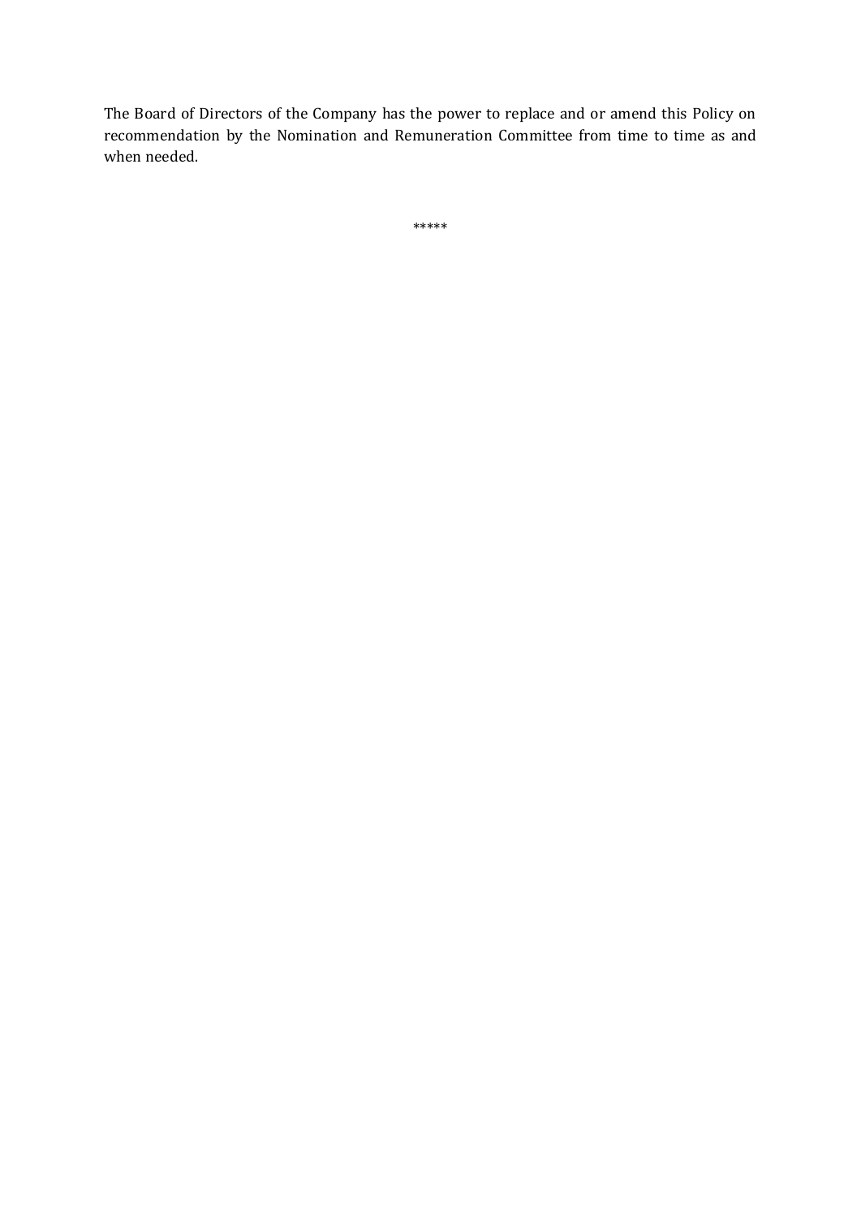The Board of Directors of the Company has the power to replace and or amend this Policy on recommendation by the Nomination and Remuneration Committee from time to time as and when needed.

*****